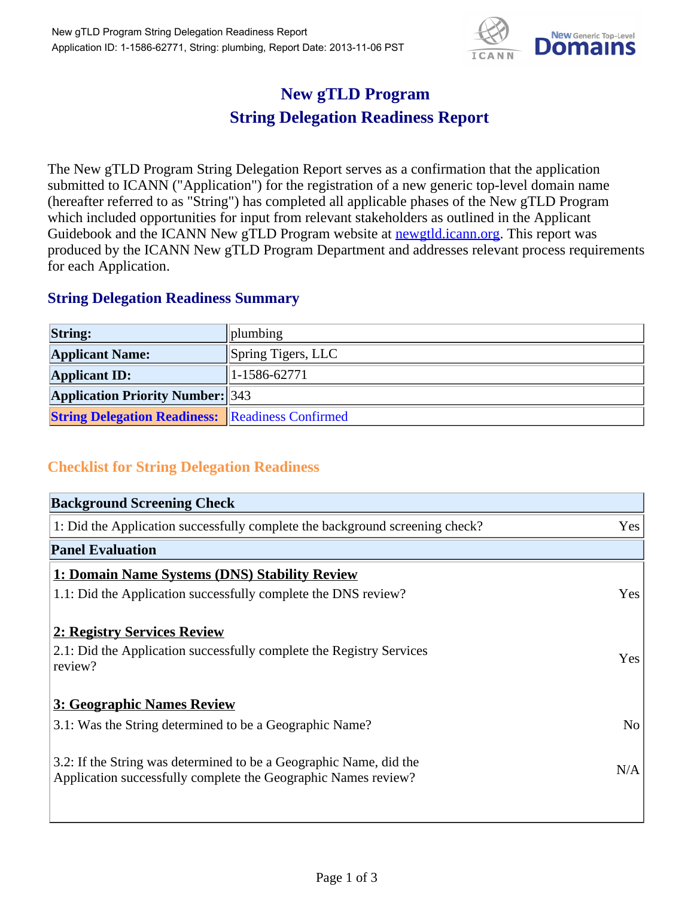# New gTLD Program
# String Delegation Readiness Report

The New gTLD Program String Delegation Report serves as a confirmation that the application submitted to ICANN ("Application") for the registration of a new generic top-level domain name (hereafter referred to as "String") has completed all applicable phases of the New gTLD Program which included opportunities for input from relevant stakeholders as outlined in the Applicant Guidebook and the ICANN New gTLD Program website at [newgtld.icann.org](newgtld.icann.org). This report was produced by the ICANN New gTLD Program Department and addresses relevant process requirements for each Application.

## String Delegation Readiness Summary

| | |
|---|---|
| **String:** | plumbing |
| **Applicant Name:** | Spring Tigers, LLC |
| **Applicant ID:** | 1-1586-62771 |
| **Application Priority Number:** | 343 |
| **String Delegation Readiness:** | Readiness Confirmed |

## Checklist for String Delegation Readiness

| **Background Screening Check** | |
|---|---|
| 1: Did the Application successfully complete the background screening check? | Yes |
| **Panel Evaluation** | |
| **1: Domain Name Systems (DNS) Stability Review** | |
| 1.1: Did the Application successfully complete the DNS review? | Yes |
| **2: Registry Services Review** | |
| 2.1: Did the Application successfully complete the Registry Services review? | Yes |
| **3: Geographic Names Review** | |
| 3.1: Was the String determined to be a Geographic Name? | No |
| 3.2: If the String was determined to be a Geographic Name, did the Application successfully complete the Geographic Names review? | N/A |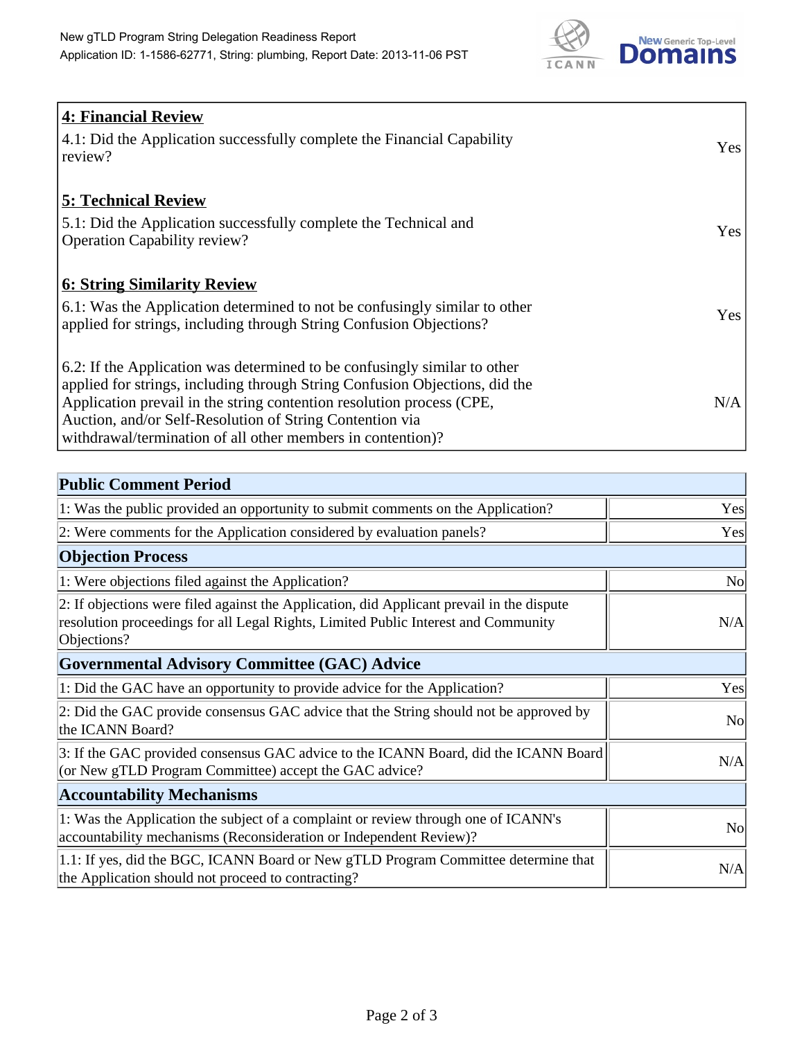| 4: Financial Review | |
|---|---|
| 4.1: Did the Application successfully complete the Financial Capability review? | Yes |
| **5: Technical Review** | |
| 5.1: Did the Application successfully complete the Technical and Operation Capability review? | Yes |
| **6: String Similarity Review** | |
| 6.1: Was the Application determined to not be confusingly similar to other applied for strings, including through String Confusion Objections? | Yes |
| 6.2: If the Application was determined to be confusingly similar to other applied for strings, including through String Confusion Objections, did the Application prevail in the string contention resolution process (CPE, Auction, and/or Self-Resolution of String Contention via withdrawal/termination of all other members in contention)? | N/A |

| Public Comment Period | |
|---|---|
| 1: Was the public provided an opportunity to submit comments on the Application? | Yes |
| 2: Were comments for the Application considered by evaluation panels? | Yes |
| **Objection Process** | |
| 1: Were objections filed against the Application? | No |
| 2: If objections were filed against the Application, did Applicant prevail in the dispute resolution proceedings for all Legal Rights, Limited Public Interest and Community Objections? | N/A |
| **Governmental Advisory Committee (GAC) Advice** | |
| 1: Did the GAC have an opportunity to provide advice for the Application? | Yes |
| 2: Did the GAC provide consensus GAC advice that the String should not be approved by the ICANN Board? | No |
| 3: If the GAC provided consensus GAC advice to the ICANN Board, did the ICANN Board (or New gTLD Program Committee) accept the GAC advice? | N/A |
| **Accountability Mechanisms** | |
| 1: Was the Application the subject of a complaint or review through one of ICANN's accountability mechanisms (Reconsideration or Independent Review)? | No |
| 1.1: If yes, did the BGC, ICANN Board or New gTLD Program Committee determine that the Application should not proceed to contracting? | N/A |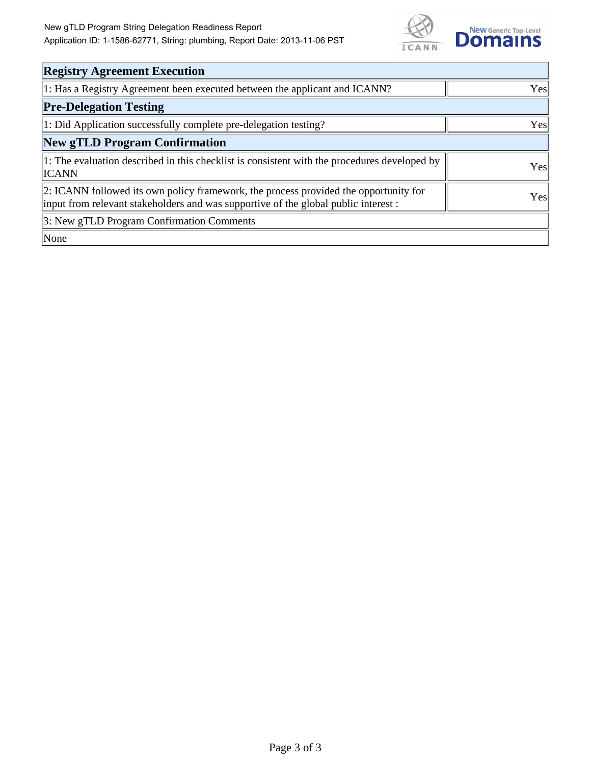## Registry Agreement Execution

| | |
|---|---|
| 1: Has a Registry Agreement been executed between the applicant and ICANN? | Yes |

## Pre-Delegation Testing

| | |
|---|---|
| 1: Did Application successfully complete pre-delegation testing? | Yes |

## New gTLD Program Confirmation

| | |
|---|---|
| 1: The evaluation described in this checklist is consistent with the procedures developed by ICANN | Yes |
| 2: ICANN followed its own policy framework, the process provided the opportunity for input from relevant stakeholders and was supportive of the global public interest : | Yes |

3: New gTLD Program Confirmation Comments

None